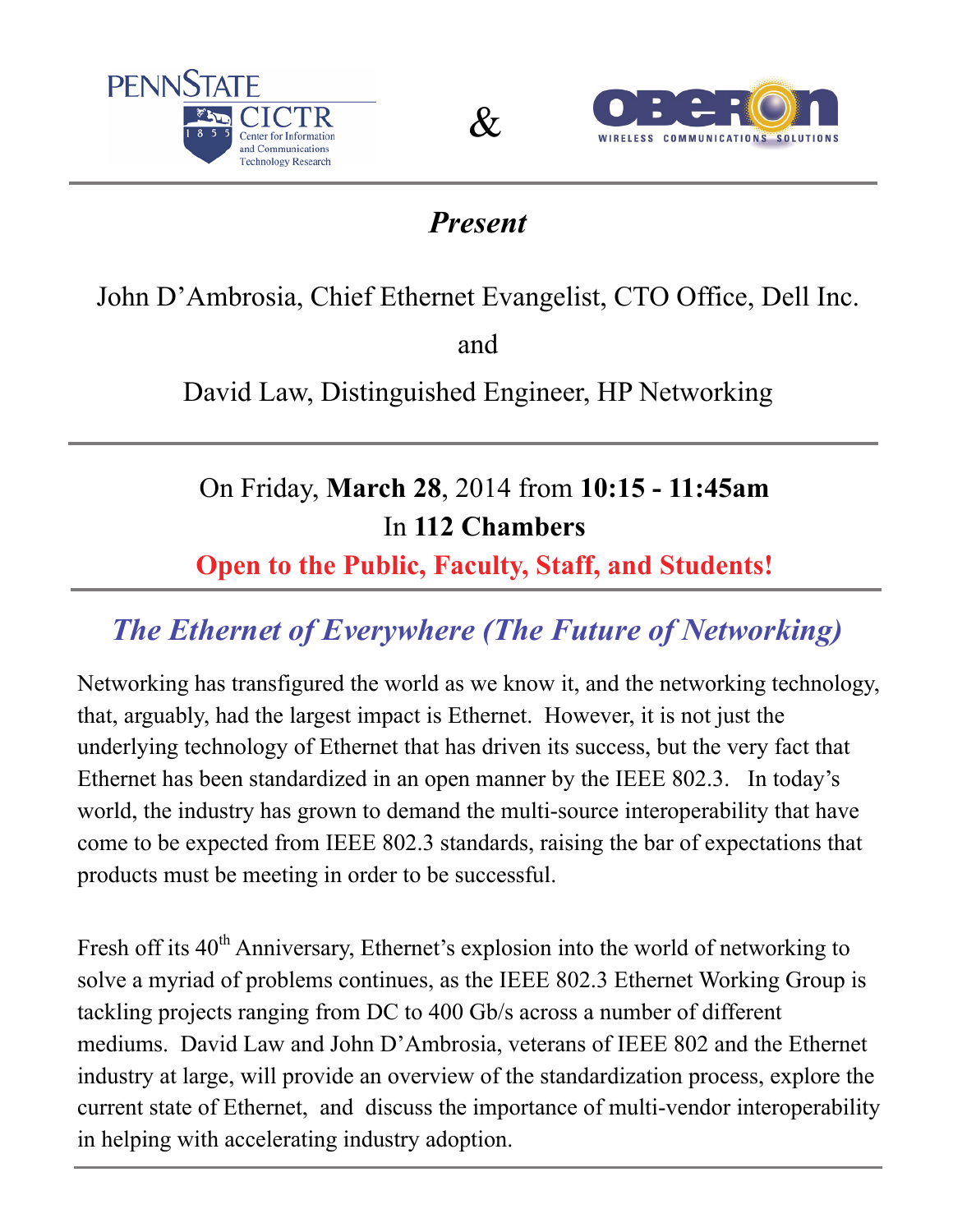PENNSTATE CICTR Center for Information and Communications Technology Research

&

OBERON WIRELESS COMMUNICATIONS SOLUTIONS

---

## *Present*

John D'Ambrosia, Chief Ethernet Evangelist, CTO Office, Dell Inc.

and

David Law, Distinguished Engineer, HP Networking

---

On Friday, **March 28**, 2014 from **10:15 - 11:45am**

In **112 Chambers**

**Open to the Public, Faculty, Staff, and Students!**

---

## *The Ethernet of Everywhere (The Future of Networking)*

Networking has transfigured the world as we know it, and the networking technology, that, arguably, had the largest impact is Ethernet. However, it is not just the underlying technology of Ethernet that has driven its success, but the very fact that Ethernet has been standardized in an open manner by the IEEE 802.3. In today's world, the industry has grown to demand the multi-source interoperability that have come to be expected from IEEE 802.3 standards, raising the bar of expectations that products must be meeting in order to be successful.

Fresh off its 40th Anniversary, Ethernet's explosion into the world of networking to solve a myriad of problems continues, as the IEEE 802.3 Ethernet Working Group is tackling projects ranging from DC to 400 Gb/s across a number of different mediums. David Law and John D'Ambrosia, veterans of IEEE 802 and the Ethernet industry at large, will provide an overview of the standardization process, explore the current state of Ethernet, and discuss the importance of multi-vendor interoperability in helping with accelerating industry adoption.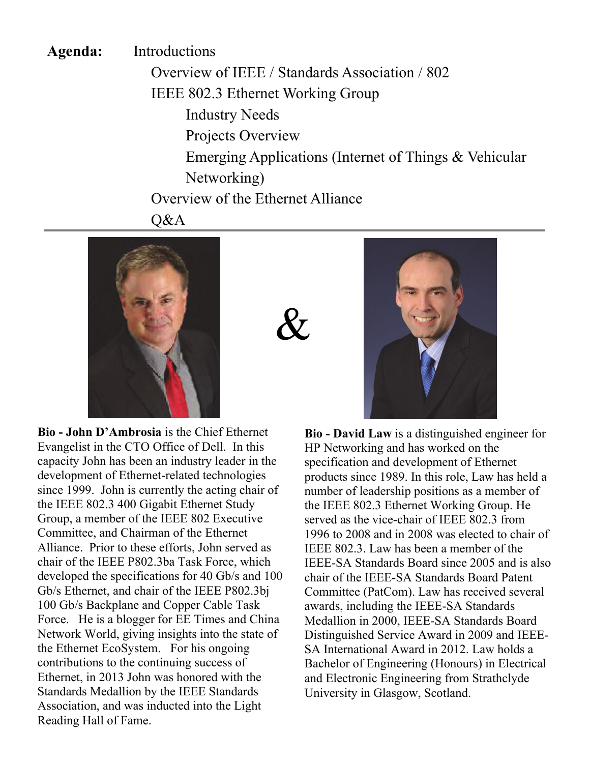**Agenda:** Introductions

- Overview of IEEE / Standards Association / 802
- IEEE 802.3 Ethernet Working Group
  - Industry Needs
  - Projects Overview
  - Emerging Applications (Internet of Things & Vehicular Networking)
- Overview of the Ethernet Alliance
- Q&A

---

&

**Bio - John D'Ambrosia** is the Chief Ethernet Evangelist in the CTO Office of Dell. In this capacity John has been an industry leader in the development of Ethernet-related technologies since 1999. John is currently the acting chair of the IEEE 802.3 400 Gigabit Ethernet Study Group, a member of the IEEE 802 Executive Committee, and Chairman of the Ethernet Alliance. Prior to these efforts, John served as chair of the IEEE P802.3ba Task Force, which developed the specifications for 40 Gb/s and 100 Gb/s Ethernet, and chair of the IEEE P802.3bj 100 Gb/s Backplane and Copper Cable Task Force. He is a blogger for EE Times and China Network World, giving insights into the state of the Ethernet EcoSystem. For his ongoing contributions to the continuing success of Ethernet, in 2013 John was honored with the Standards Medallion by the IEEE Standards Association, and was inducted into the Light Reading Hall of Fame.

**Bio - David Law** is a distinguished engineer for HP Networking and has worked on the specification and development of Ethernet products since 1989. In this role, Law has held a number of leadership positions as a member of the IEEE 802.3 Ethernet Working Group. He served as the vice-chair of IEEE 802.3 from 1996 to 2008 and in 2008 was elected to chair of IEEE 802.3. Law has been a member of the IEEE-SA Standards Board since 2005 and is also chair of the IEEE-SA Standards Board Patent Committee (PatCom). Law has received several awards, including the IEEE-SA Standards Medallion in 2000, IEEE-SA Standards Board Distinguished Service Award in 2009 and IEEE-SA International Award in 2012. Law holds a Bachelor of Engineering (Honours) in Electrical and Electronic Engineering from Strathclyde University in Glasgow, Scotland.